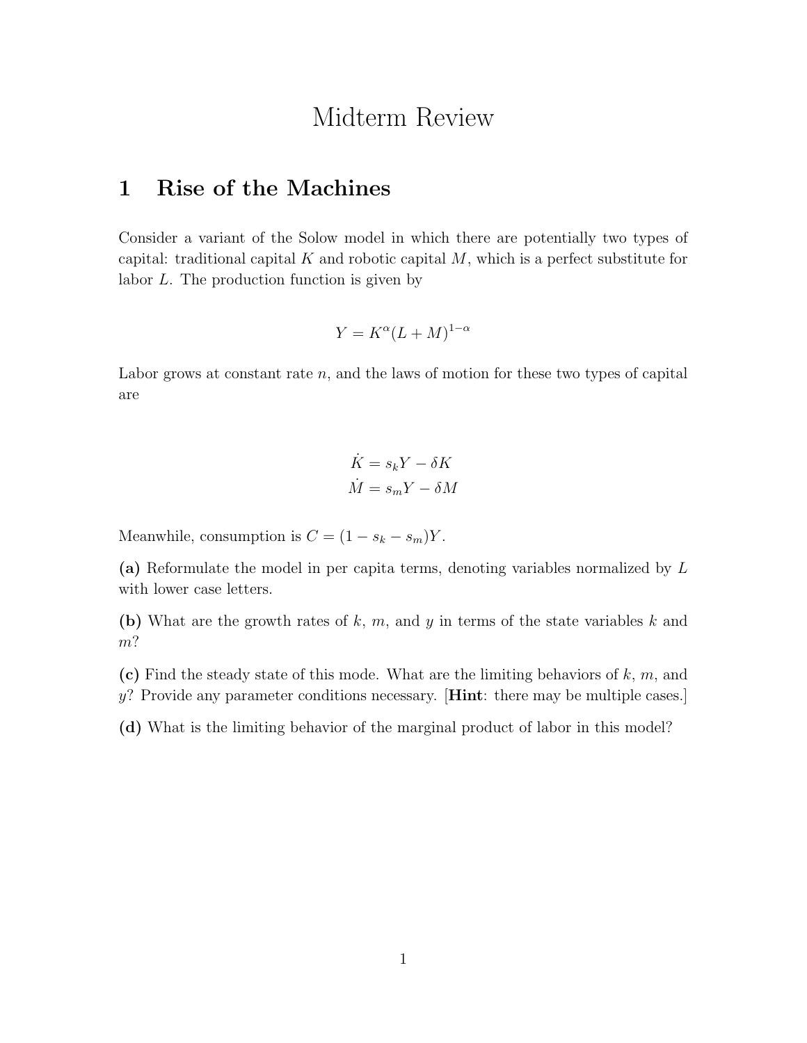# Midterm Review

## 1 Rise of the Machines

Consider a variant of the Solow model in which there are potentially two types of capital: traditional capital $K$ and robotic capital $M$, which is a perfect substitute for labor $L$. The production function is given by

$$Y = K^{\alpha}(L + M)^{1-\alpha}$$

Labor grows at constant rate $n$, and the laws of motion for these two types of capital are

$$\dot{K} = s_k Y - \delta K$$
$$\dot{M} = s_m Y - \delta M$$

Meanwhile, consumption is $C = (1 - s_k - s_m)Y$.

**(a)** Reformulate the model in per capita terms, denoting variables normalized by $L$ with lower case letters.

**(b)** What are the growth rates of $k$, $m$, and $y$ in terms of the state variables $k$ and $m$?

**(c)** Find the steady state of this mode. What are the limiting behaviors of $k$, $m$, and $y$? Provide any parameter conditions necessary. [**Hint**: there may be multiple cases.]

**(d)** What is the limiting behavior of the marginal product of labor in this model?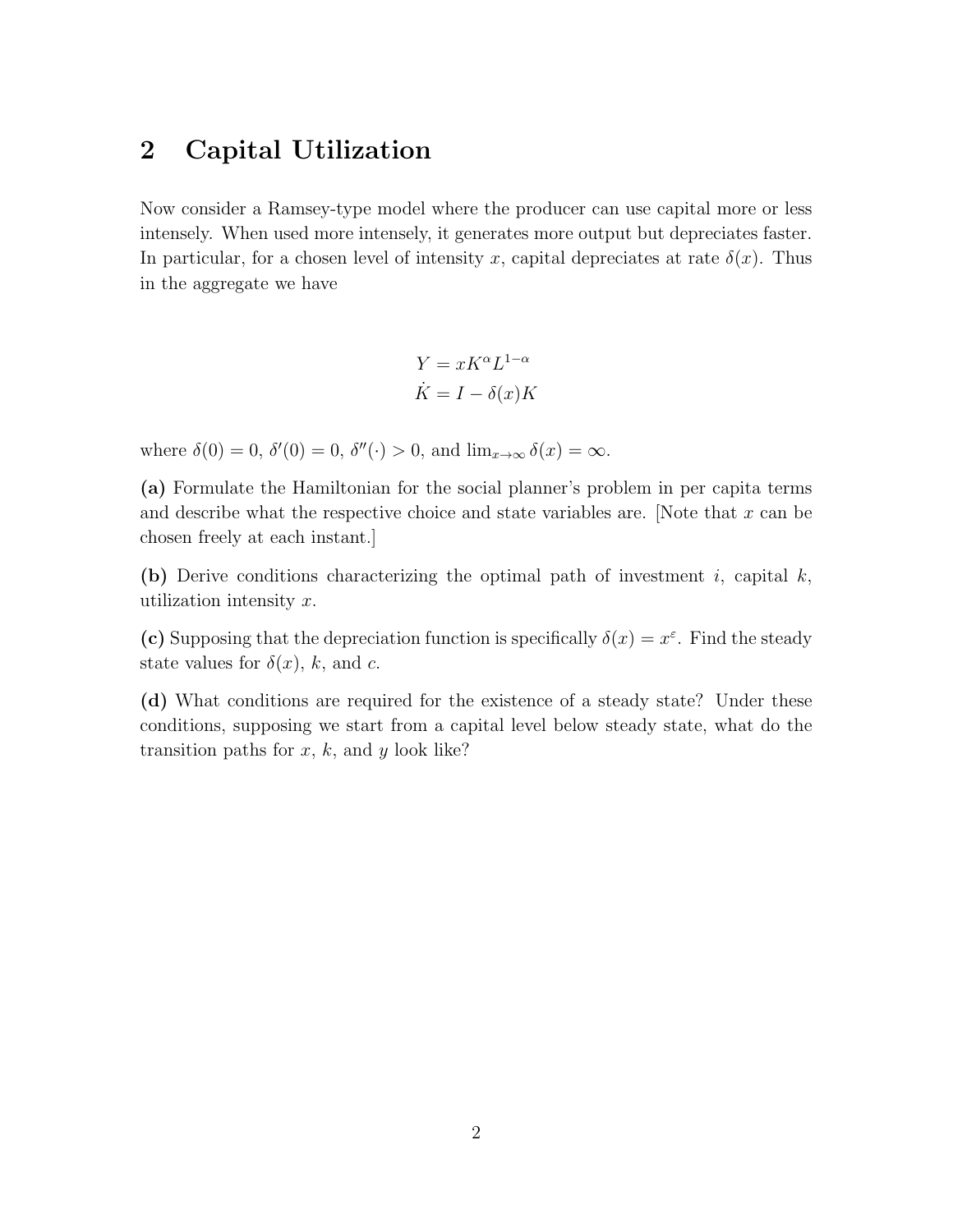## 2 Capital Utilization

Now consider a Ramsey-type model where the producer can use capital more or less intensely. When used more intensely, it generates more output but depreciates faster. In particular, for a chosen level of intensity $x$, capital depreciates at rate $\delta(x)$. Thus in the aggregate we have

$$Y = xK^{\alpha}L^{1-\alpha}$$
$$\dot{K} = I - \delta(x)K$$

where $\delta(0) = 0$, $\delta'(0) = 0$, $\delta''(\cdot) > 0$, and $\lim_{x\to\infty} \delta(x) = \infty$.

**(a)** Formulate the Hamiltonian for the social planner's problem in per capita terms and describe what the respective choice and state variables are. [Note that $x$ can be chosen freely at each instant.]

**(b)** Derive conditions characterizing the optimal path of investment $i$, capital $k$, utilization intensity $x$.

**(c)** Supposing that the depreciation function is specifically $\delta(x) = x^{\varepsilon}$. Find the steady state values for $\delta(x)$, $k$, and $c$.

**(d)** What conditions are required for the existence of a steady state? Under these conditions, supposing we start from a capital level below steady state, what do the transition paths for $x$, $k$, and $y$ look like?